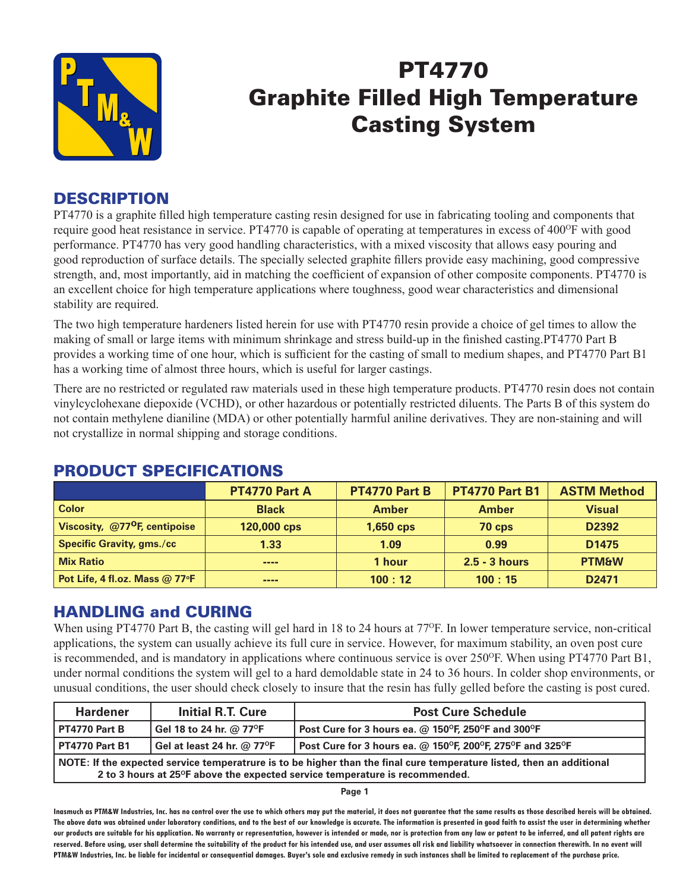# PT4770
# Graphite Filled High Temperature Casting System

## DESCRIPTION

PT4770 is a graphite filled high temperature casting resin designed for use in fabricating tooling and components that require good heat resistance in service. PT4770 is capable of operating at temperatures in excess of 400°F with good performance. PT4770 has very good handling characteristics, with a mixed viscosity that allows easy pouring and good reproduction of surface details. The specially selected graphite fillers provide easy machining, good compressive strength, and, most importantly, aid in matching the coefficient of expansion of other composite components. PT4770 is an excellent choice for high temperature applications where toughness, good wear characteristics and dimensional stability are required.

The two high temperature hardeners listed herein for use with PT4770 resin provide a choice of gel times to allow the making of small or large items with minimum shrinkage and stress build-up in the finished casting.PT4770 Part B provides a working time of one hour, which is sufficient for the casting of small to medium shapes, and PT4770 Part B1 has a working time of almost three hours, which is useful for larger castings.

There are no restricted or regulated raw materials used in these high temperature products. PT4770 resin does not contain vinylcyclohexane diepoxide (VCHD), or other hazardous or potentially restricted diluents. The Parts B of this system do not contain methylene dianiline (MDA) or other potentially harmful aniline derivatives. They are non-staining and will not crystallize in normal shipping and storage conditions.

## PRODUCT SPECIFICATIONS

| | PT4770 Part A | PT4770 Part B | PT4770 Part B1 | ASTM Method |
|---|---|---|---|---|
| Color | Black | Amber | Amber | Visual |
| Viscosity, @77°F, centipoise | 120,000 cps | 1,650 cps | 70 cps | D2392 |
| Specific Gravity, gms./cc | 1.33 | 1.09 | 0.99 | D1475 |
| Mix Ratio | ---- | 1 hour | 2.5 - 3 hours | PTM&W |
| Pot Life, 4 fl.oz. Mass @ 77°F | ---- | 100 : 12 | 100 : 15 | D2471 |

## HANDLING and CURING

When using PT4770 Part B, the casting will gel hard in 18 to 24 hours at 77°F. In lower temperature service, non-critical applications, the system can usually achieve its full cure in service. However, for maximum stability, an oven post cure is recommended, and is mandatory in applications where continuous service is over 250°F. When using PT4770 Part B1, under normal conditions the system will gel to a hard demoldable state in 24 to 36 hours. In colder shop environments, or unusual conditions, the user should check closely to insure that the resin has fully gelled before the casting is post cured.

| Hardener | Initial R.T. Cure | Post Cure Schedule |
|---|---|---|
| PT4770 Part B | Gel 18 to 24 hr. @ 77°F | Post Cure for 3 hours ea. @ 150°F, 250°F and 300°F |
| PT4770 Part B1 | Gel at least 24 hr. @ 77°F | Post Cure for 3 hours ea. @ 150°F, 200°F, 275°F and 325°F |
| NOTE: If the expected service temperatrure is to be higher than the final cure temperature listed, then an additional 2 to 3 hours at 25°F above the expected service temperature is recommended. | | |

Inasmuch as PTM&W Industries, Inc. has no control over the use to which others may put the material, it does not guarantee that the same results as those described hereis will be obtained. The above data was obtained under laboratory conditions, and to the best of our knowledge is accurate. The information is presented in good faith to assist the user in determining whether our products are suitable for his application. No warranty or representation, however is intended or made, nor is protection from any law or patent to be inferred, and all patent rights are reserved. Before using, user shall determine the suitability of the product for his intended use, and user assumes all risk and liability whatsoever in connection therewith. In no event will PTM&W Industries, Inc. be liable for incidental or consequential damages. Buyer's sole and exclusive remedy in such instances shall be limited to replacement of the purchase price.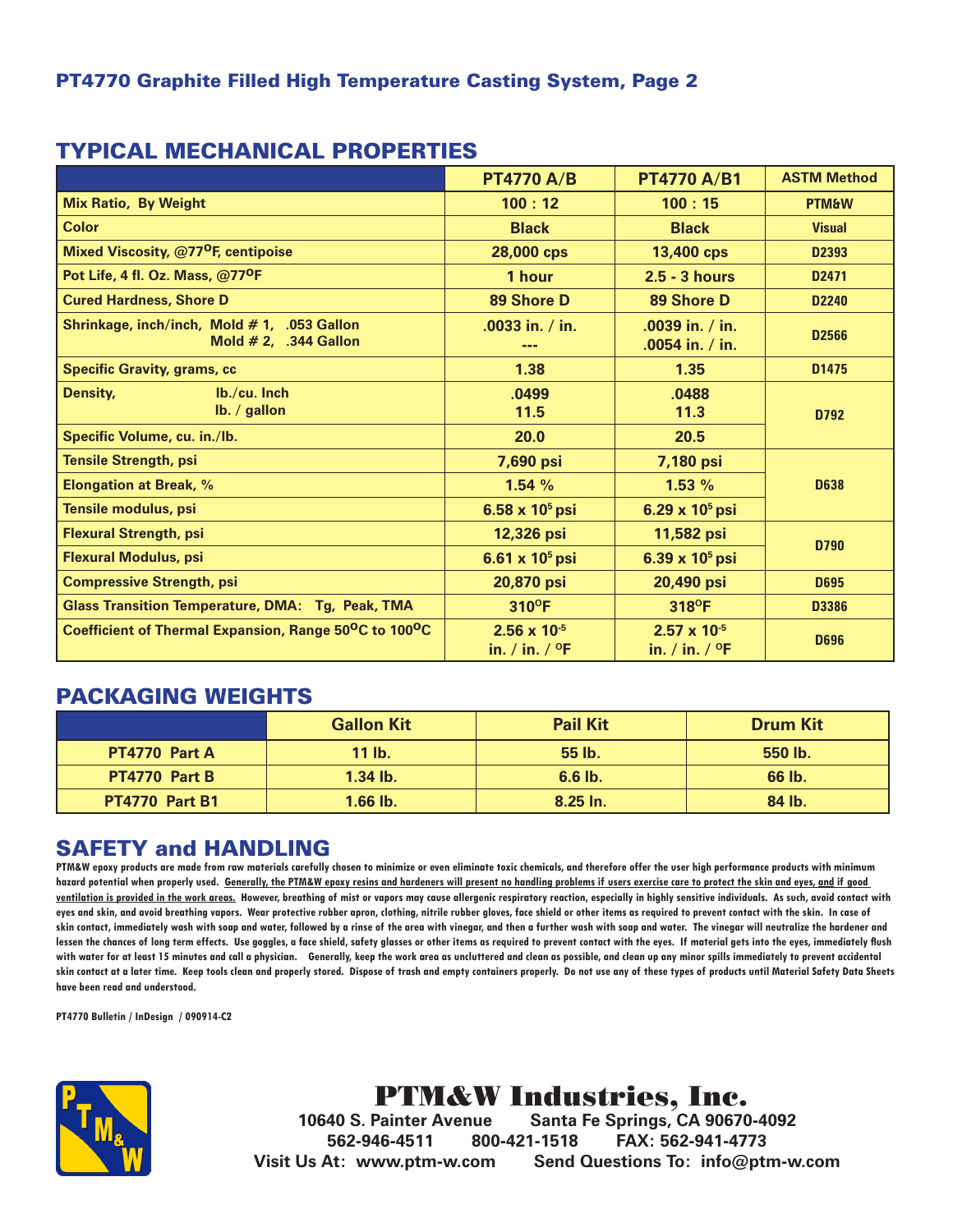# PT4770 Graphite Filled High Temperature Casting System, Page 2

## TYPICAL MECHANICAL PROPERTIES

| | PT4770 A/B | PT4770 A/B1 | ASTM Method |
|---|---|---|---|
| Mix Ratio, By Weight | 100 : 12 | 100 : 15 | PTM&W |
| Color | Black | Black | Visual |
| Mixed Viscosity, @77°F, centipoise | 28,000 cps | 13,400 cps | D2393 |
| Pot Life, 4 fl. Oz. Mass, @77°F | 1 hour | 2.5 - 3 hours | D2471 |
| Cured Hardness, Shore D | 89 Shore D | 89 Shore D | D2240 |
| Shrinkage, inch/inch, Mold # 1, .053 Gallon<br>Mold # 2, .344 Gallon | .0033 in. / in.<br>--- | .0039 in. / in.<br>.0054 in. / in. | D2566 |
| Specific Gravity, grams, cc | 1.38 | 1.35 | D1475 |
| Density, lb./cu. Inch<br>lb. / gallon | .0499<br>11.5 | .0488<br>11.3 | D792 |
| Specific Volume, cu. in./lb. | 20.0 | 20.5 | D792 |
| Tensile Strength, psi | 7,690 psi | 7,180 psi | D638 |
| Elongation at Break, % | 1.54 % | 1.53 % | D638 |
| Tensile modulus, psi | $6.58 \times 10^5$ psi | $6.29 \times 10^5$ psi | D638 |
| Flexural Strength, psi | 12,326 psi | 11,582 psi | D790 |
| Flexural Modulus, psi | $6.61 \times 10^5$ psi | $6.39 \times 10^5$ psi | D790 |
| Compressive Strength, psi | 20,870 psi | 20,490 psi | D695 |
| Glass Transition Temperature, DMA: Tg, Peak, TMA | 310°F | 318°F | D3386 |
| Coefficient of Thermal Expansion, Range 50°C to 100°C | $2.56 \times 10^{-5}$ in. / in. / °F | $2.57 \times 10^{-5}$ in. / in. / °F | D696 |

## PACKAGING WEIGHTS

| | Gallon Kit | Pail Kit | Drum Kit |
|---|---|---|---|
| PT4770 Part A | 11 lb. | 55 lb. | 550 lb. |
| PT4770 Part B | 1.34 lb. | 6.6 lb. | 66 lb. |
| PT4770 Part B1 | 1.66 lb. | 8.25 In. | 84 lb. |

## SAFETY and HANDLING

PTM&W epoxy products are made from raw materials carefully chosen to minimize or even eliminate toxic chemicals, and therefore offer the user high performance products with minimum hazard potential when properly used. Generally, the PTM&W epoxy resins and hardeners will present no handling problems if users exercise care to protect the skin and eyes, and if good ventilation is provided in the work areas. However, breathing of mist or vapors may cause allergenic respiratory reaction, especially in highly sensitive individuals. As such, avoid contact with eyes and skin, and avoid breathing vapors. Wear protective rubber apron, clothing, nitrile rubber gloves, face shield or other items as required to prevent contact with the skin. In case of skin contact, immediately wash with soap and water, followed by a rinse of the area with vinegar, and then a further wash with soap and water. The vinegar will neutralize the hardener and lessen the chances of long term effects. Use goggles, a face shield, safety glasses or other items as required to prevent contact with the eyes. If material gets into the eyes, immediately flush with water for at least 15 minutes and call a physician. Generally, keep the work area as uncluttered and clean as possible, and clean up any minor spills immediately to prevent accidental skin contact at a later time. Keep tools clean and properly stored. Dispose of trash and empty containers properly. Do not use any of these types of products until Material Safety Data Sheets have been read and understood.

PT4770 Bulletin / InDesign / 090914-C2

**PTM&W Industries, Inc.**
10640 S. Painter Avenue Santa Fe Springs, CA 90670-4092
562-946-4511 800-421-1518 FAX: 562-941-4773
Visit Us At: www.ptm-w.com Send Questions To: info@ptm-w.com